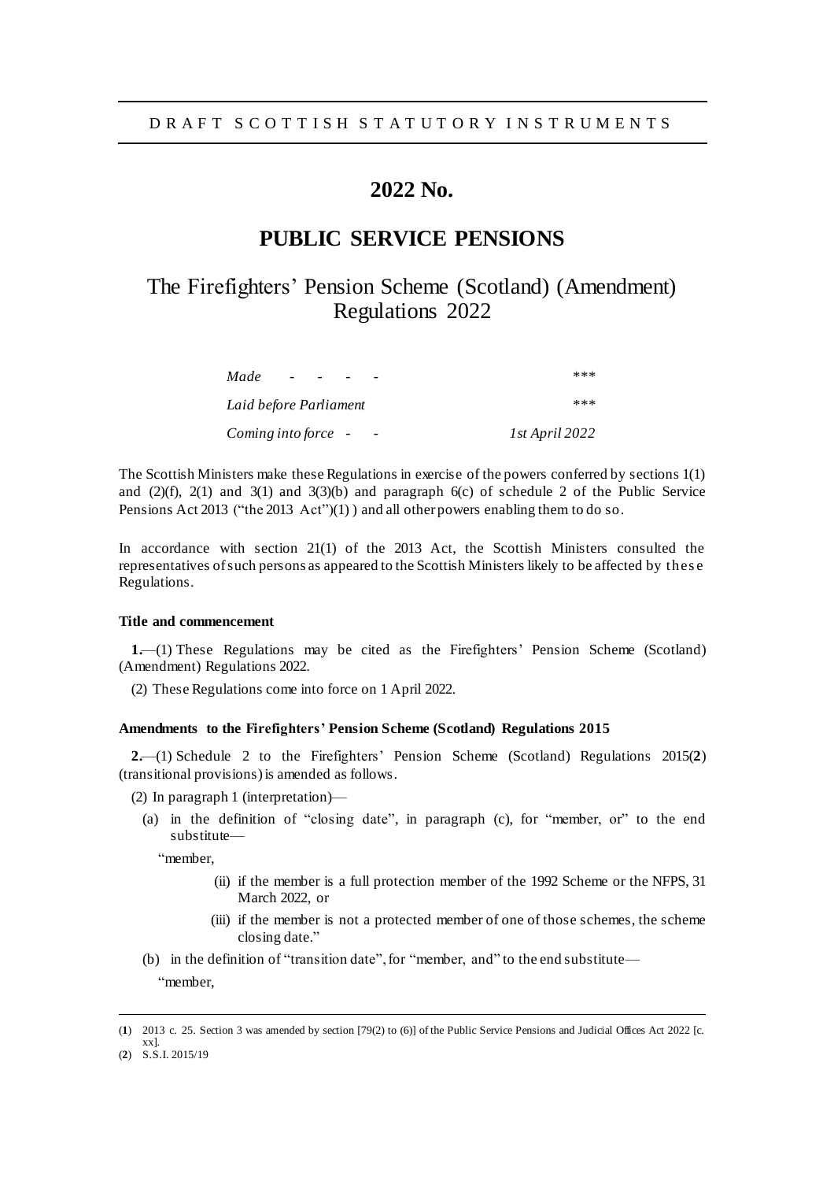DRAFT SCOTTISH STATUTORY INSTRUMENTS

# 2022 No.

# PUBLIC SERVICE PENSIONS

## The Firefighters' Pension Scheme (Scotland) (Amendment) Regulations 2022

| | |
|---|---|
| *Made - - - -* | *\*\*\** |
| *Laid before Parliament* | *\*\*\** |
| *Coming into force - -* | *1st April 2022* |

The Scottish Ministers make these Regulations in exercise of the powers conferred by sections 1(1) and (2)(f), 2(1) and 3(1) and 3(3)(b) and paragraph 6(c) of schedule 2 of the Public Service Pensions Act 2013 ("the 2013 Act")(1) ) and all other powers enabling them to do so.

In accordance with section 21(1) of the 2013 Act, the Scottish Ministers consulted the representatives of such persons as appeared to the Scottish Ministers likely to be affected by these Regulations.

### Title and commencement

**1.**—(1) These Regulations may be cited as the Firefighters' Pension Scheme (Scotland) (Amendment) Regulations 2022.

(2) These Regulations come into force on 1 April 2022.

### Amendments to the Firefighters' Pension Scheme (Scotland) Regulations 2015

**2.**—(1) Schedule 2 to the Firefighters' Pension Scheme (Scotland) Regulations 2015(**2**) (transitional provisions) is amended as follows.

(2) In paragraph 1 (interpretation)—

(a) in the definition of "closing date", in paragraph (c), for "member, or" to the end substitute—

"member,

(ii) if the member is a full protection member of the 1992 Scheme or the NFPS, 31 March 2022, or

(iii) if the member is not a protected member of one of those schemes, the scheme closing date."

(b) in the definition of "transition date", for "member, and" to the end substitute—

"member,

---

(**1**) 2013 c. 25. Section 3 was amended by section [79(2) to (6)] of the Public Service Pensions and Judicial Offices Act 2022 [c. xx].

(**2**) S.S.I. 2015/19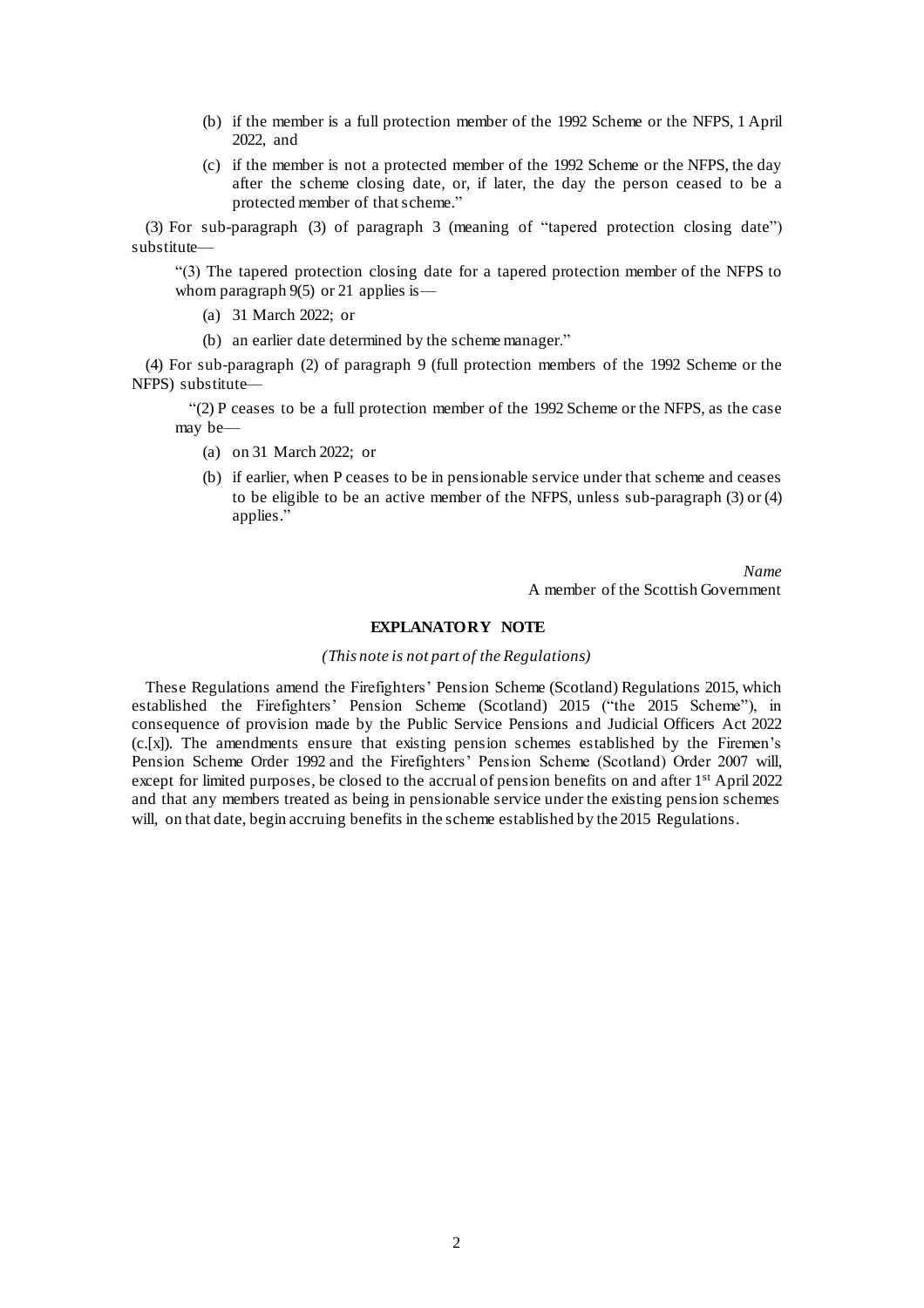(b) if the member is a full protection member of the 1992 Scheme or the NFPS, 1 April 2022, and

(c) if the member is not a protected member of the 1992 Scheme or the NFPS, the day after the scheme closing date, or, if later, the day the person ceased to be a protected member of that scheme."

(3) For sub-paragraph (3) of paragraph 3 (meaning of "tapered protection closing date") substitute—

"(3) The tapered protection closing date for a tapered protection member of the NFPS to whom paragraph 9(5) or 21 applies is—

(a) 31 March 2022; or

(b) an earlier date determined by the scheme manager."

(4) For sub-paragraph (2) of paragraph 9 (full protection members of the 1992 Scheme or the NFPS) substitute—

"(2) P ceases to be a full protection member of the 1992 Scheme or the NFPS, as the case may be—

(a) on 31 March 2022; or

(b) if earlier, when P ceases to be in pensionable service under that scheme and ceases to be eligible to be an active member of the NFPS, unless sub-paragraph (3) or (4) applies."

*Name*
A member of the Scottish Government

**EXPLANATORY NOTE**

*(This note is not part of the Regulations)*

These Regulations amend the Firefighters' Pension Scheme (Scotland) Regulations 2015, which established the Firefighters' Pension Scheme (Scotland) 2015 ("the 2015 Scheme"), in consequence of provision made by the Public Service Pensions and Judicial Officers Act 2022 (c.[x]). The amendments ensure that existing pension schemes established by the Firemen's Pension Scheme Order 1992 and the Firefighters' Pension Scheme (Scotland) Order 2007 will, except for limited purposes, be closed to the accrual of pension benefits on and after 1st April 2022 and that any members treated as being in pensionable service under the existing pension schemes will, on that date, begin accruing benefits in the scheme established by the 2015 Regulations.